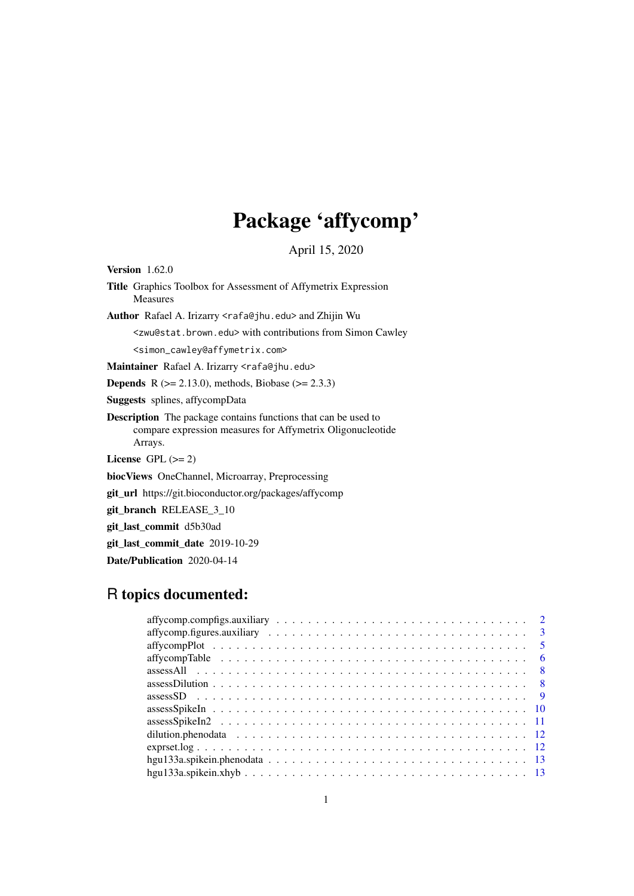# Package 'affycomp'

April 15, 2020

**Version** 1.62.0

**Title** Graphics Toolbox for Assessment of Affymetrix Expression Measures

**Author** Rafael A. Irizarry <rafa@jhu.edu> and Zhijin Wu <zwu@stat.brown.edu> with contributions from Simon Cawley <simon_cawley@affymetrix.com>

**Maintainer** Rafael A. Irizarry <rafa@jhu.edu>

**Depends** R (>= 2.13.0), methods, Biobase (>= 2.3.3)

**Suggests** splines, affycompData

**Description** The package contains functions that can be used to compare expression measures for Affymetrix Oligonucleotide Arrays.

**License** GPL (>= 2)

**biocViews** OneChannel, Microarray, Preprocessing

**git_url** https://git.bioconductor.org/packages/affycomp

**git_branch** RELEASE_3_10

**git_last_commit** d5b30ad

**git_last_commit_date** 2019-10-29

**Date/Publication** 2020-04-14

## R topics documented:

- affycomp.compfigs.auxiliary . . . . . . . . . . . . . . . . . . . . . . . . . . . . . . . 2
- affycomp.figures.auxiliary . . . . . . . . . . . . . . . . . . . . . . . . . . . . . . . . 3
- affycompPlot . . . . . . . . . . . . . . . . . . . . . . . . . . . . . . . . . . . . . . . 5
- affycompTable . . . . . . . . . . . . . . . . . . . . . . . . . . . . . . . . . . . . . . 6
- assessAll . . . . . . . . . . . . . . . . . . . . . . . . . . . . . . . . . . . . . . . . . 8
- assessDilution . . . . . . . . . . . . . . . . . . . . . . . . . . . . . . . . . . . . . . 8
- assessSD . . . . . . . . . . . . . . . . . . . . . . . . . . . . . . . . . . . . . . . . . 9
- assessSpikeIn . . . . . . . . . . . . . . . . . . . . . . . . . . . . . . . . . . . . . . 10
- assessSpikeIn2 . . . . . . . . . . . . . . . . . . . . . . . . . . . . . . . . . . . . . . 11
- dilution.phenodata . . . . . . . . . . . . . . . . . . . . . . . . . . . . . . . . . . . 12
- exprset.log . . . . . . . . . . . . . . . . . . . . . . . . . . . . . . . . . . . . . . . . 12
- hgu133a.spikein.phenodata . . . . . . . . . . . . . . . . . . . . . . . . . . . . . . . 13
- hgu133a.spikein.xhyb . . . . . . . . . . . . . . . . . . . . . . . . . . . . . . . . . . 13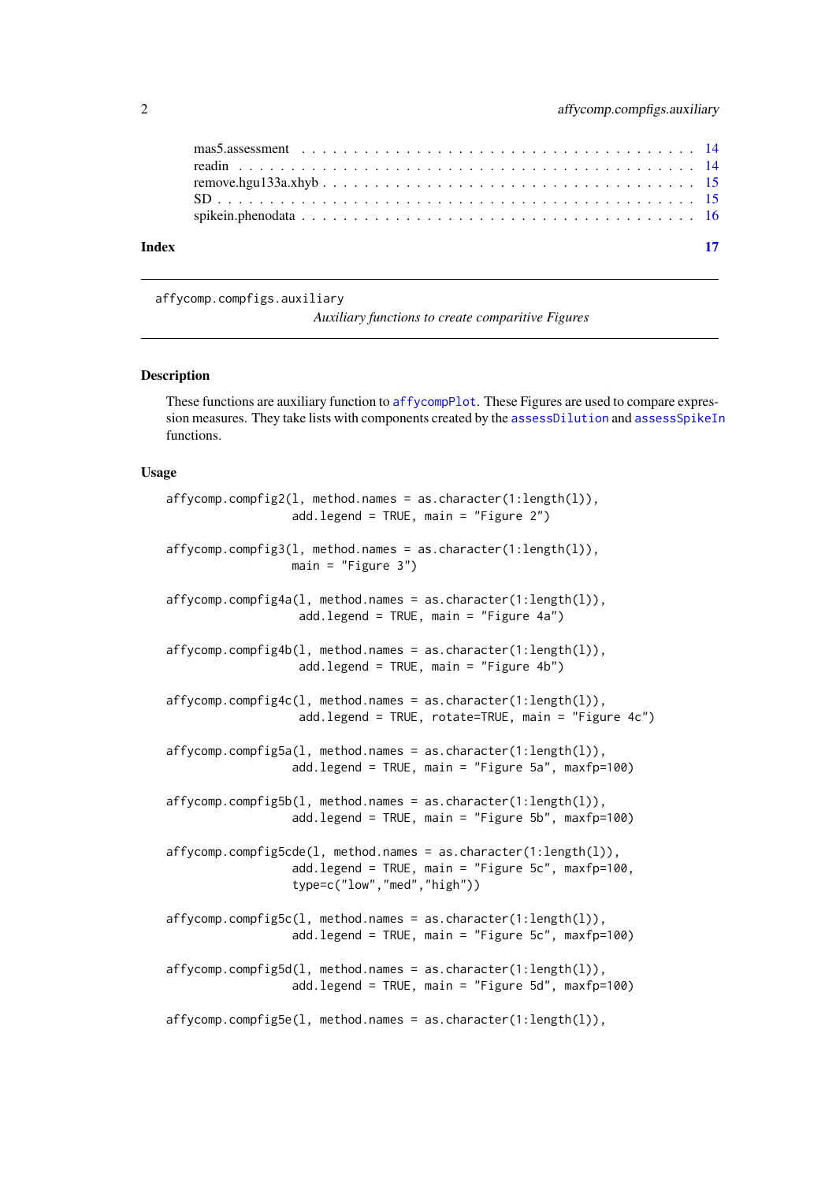mas5.assessment . . . . . . . . . . . . . . . . . . . . . . . . . . . . . . . . . . . . 14
readin . . . . . . . . . . . . . . . . . . . . . . . . . . . . . . . . . . . . . . . . . 14
remove.hgu133a.xhyb . . . . . . . . . . . . . . . . . . . . . . . . . . . . . . . . . . 15
SD . . . . . . . . . . . . . . . . . . . . . . . . . . . . . . . . . . . . . . . . . . . 15
spikein.phenodata . . . . . . . . . . . . . . . . . . . . . . . . . . . . . . . . . . . 16

**Index** **17**

---

affycomp.compfigs.auxiliary

*Auxiliary functions to create comparitive Figures*

---

## Description

These functions are auxiliary function to affycompPlot. These Figures are used to compare expression measures. They take lists with components created by the assessDilution and assessSpikeIn functions.

## Usage

```
affycomp.compfig2(l, method.names = as.character(1:length(l)),
                  add.legend = TRUE, main = "Figure 2")

affycomp.compfig3(l, method.names = as.character(1:length(l)),
                  main = "Figure 3")

affycomp.compfig4a(l, method.names = as.character(1:length(l)),
                   add.legend = TRUE, main = "Figure 4a")

affycomp.compfig4b(l, method.names = as.character(1:length(l)),
                   add.legend = TRUE, main = "Figure 4b")

affycomp.compfig4c(l, method.names = as.character(1:length(l)),
                   add.legend = TRUE, rotate=TRUE, main = "Figure 4c")

affycomp.compfig5a(l, method.names = as.character(1:length(l)),
                  add.legend = TRUE, main = "Figure 5a", maxfp=100)

affycomp.compfig5b(l, method.names = as.character(1:length(l)),
                  add.legend = TRUE, main = "Figure 5b", maxfp=100)

affycomp.compfig5cde(l, method.names = as.character(1:length(l)),
                  add.legend = TRUE, main = "Figure 5c", maxfp=100,
                  type=c("low","med","high"))

affycomp.compfig5c(l, method.names = as.character(1:length(l)),
                  add.legend = TRUE, main = "Figure 5c", maxfp=100)

affycomp.compfig5d(l, method.names = as.character(1:length(l)),
                  add.legend = TRUE, main = "Figure 5d", maxfp=100)

affycomp.compfig5e(l, method.names = as.character(1:length(l)),
```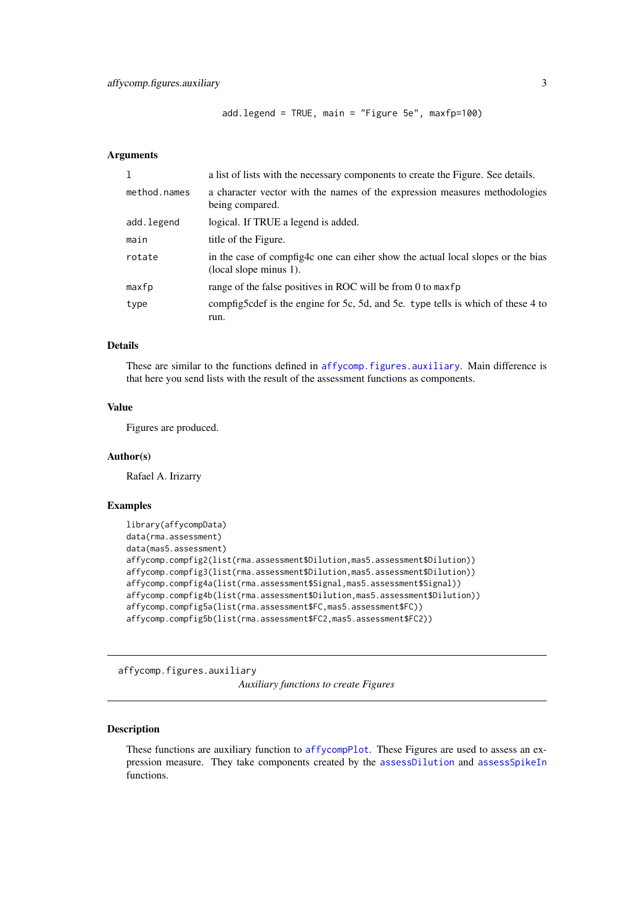```
add.legend = TRUE, main = "Figure 5e", maxfp=100)
```

### Arguments

| | |
|---|---|
| `l` | a list of lists with the necessary components to create the Figure. See details. |
| `method.names` | a character vector with the names of the expression measures methodologies being compared. |
| `add.legend` | logical. If TRUE a legend is added. |
| `main` | title of the Figure. |
| `rotate` | in the case of compfig4c one can eiher show the actual local slopes or the bias (local slope minus 1). |
| `maxfp` | range of the false positives in ROC will be from 0 to `maxfp` |
| `type` | compfig5cdef is the engine for 5c, 5d, and 5e. `type` tells is which of these 4 to run. |

### Details

These are similar to the functions defined in `affycomp.figures.auxiliary`. Main difference is that here you send lists with the result of the assessment functions as components.

### Value

Figures are produced.

### Author(s)

Rafael A. Irizarry

### Examples

```
library(affycompData)
data(rma.assessment)
data(mas5.assessment)
affycomp.compfig2(list(rma.assessment$Dilution,mas5.assessment$Dilution))
affycomp.compfig3(list(rma.assessment$Dilution,mas5.assessment$Dilution))
affycomp.compfig4a(list(rma.assessment$Signal,mas5.assessment$Signal))
affycomp.compfig4b(list(rma.assessment$Dilution,mas5.assessment$Dilution))
affycomp.compfig5a(list(rma.assessment$FC,mas5.assessment$FC))
affycomp.compfig5b(list(rma.assessment$FC2,mas5.assessment$FC2))
```

---

## affycomp.figures.auxiliary

*Auxiliary functions to create Figures*

---

### Description

These functions are auxiliary function to `affycompPlot`. These Figures are used to assess an expression measure. They take components created by the `assessDilution` and `assessSpikeIn` functions.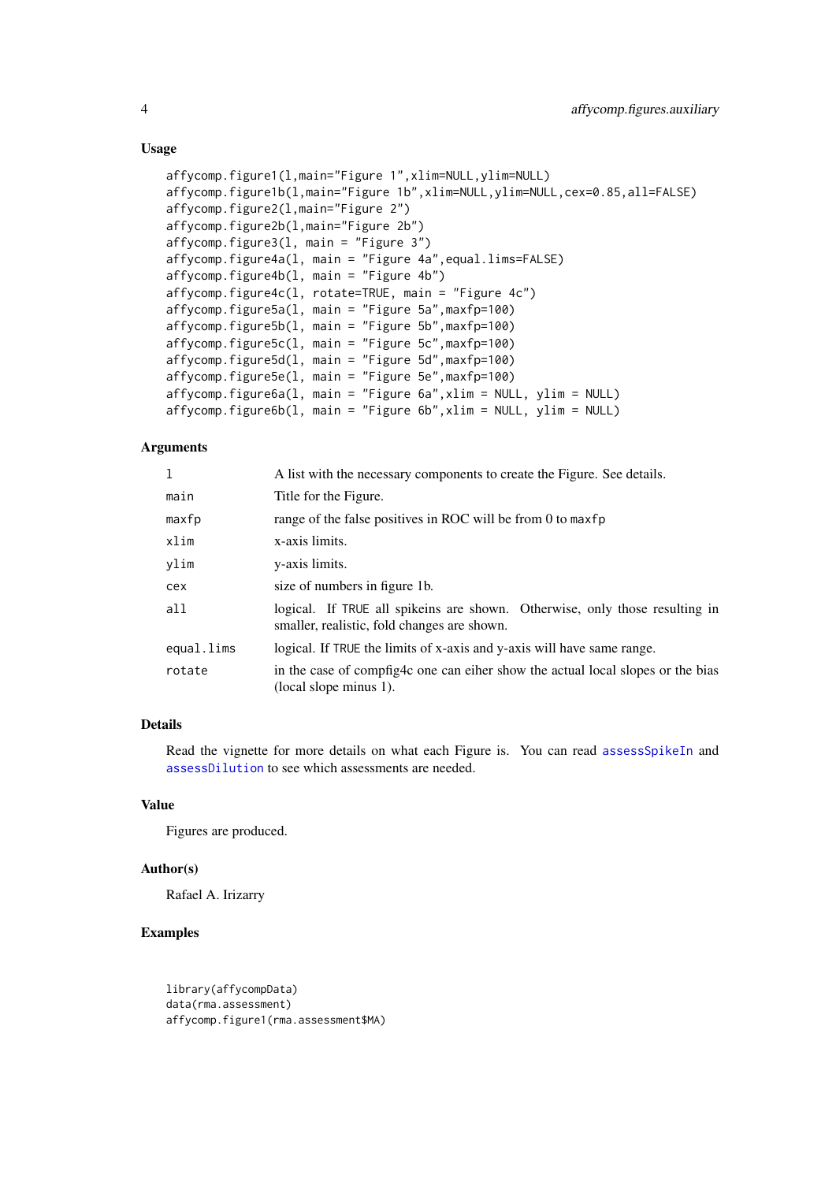### Usage

```
affycomp.figure1(l,main="Figure 1",xlim=NULL,ylim=NULL)
affycomp.figure1b(l,main="Figure 1b",xlim=NULL,ylim=NULL,cex=0.85,all=FALSE)
affycomp.figure2(l,main="Figure 2")
affycomp.figure2b(l,main="Figure 2b")
affycomp.figure3(l, main = "Figure 3")
affycomp.figure4a(l, main = "Figure 4a",equal.lims=FALSE)
affycomp.figure4b(l, main = "Figure 4b")
affycomp.figure4c(l, rotate=TRUE, main = "Figure 4c")
affycomp.figure5a(l, main = "Figure 5a",maxfp=100)
affycomp.figure5b(l, main = "Figure 5b",maxfp=100)
affycomp.figure5c(l, main = "Figure 5c",maxfp=100)
affycomp.figure5d(l, main = "Figure 5d",maxfp=100)
affycomp.figure5e(l, main = "Figure 5e",maxfp=100)
affycomp.figure6a(l, main = "Figure 6a",xlim = NULL, ylim = NULL)
affycomp.figure6b(l, main = "Figure 6b",xlim = NULL, ylim = NULL)
```

### Arguments

| | |
|---|---|
| `l` | A list with the necessary components to create the Figure. See details. |
| `main` | Title for the Figure. |
| `maxfp` | range of the false positives in ROC will be from 0 to `maxfp` |
| `xlim` | x-axis limits. |
| `ylim` | y-axis limits. |
| `cex` | size of numbers in figure 1b. |
| `all` | logical. If `TRUE` all spikeins are shown. Otherwise, only those resulting in smaller, realistic, fold changes are shown. |
| `equal.lims` | logical. If `TRUE` the limits of x-axis and y-axis will have same range. |
| `rotate` | in the case of compfig4c one can eiher show the actual local slopes or the bias (local slope minus 1). |

### Details

Read the vignette for more details on what each Figure is. You can read `assessSpikeIn` and `assessDilution` to see which assessments are needed.

### Value

Figures are produced.

### Author(s)

Rafael A. Irizarry

### Examples

```
library(affycompData)
data(rma.assessment)
affycomp.figure1(rma.assessment$MA)
```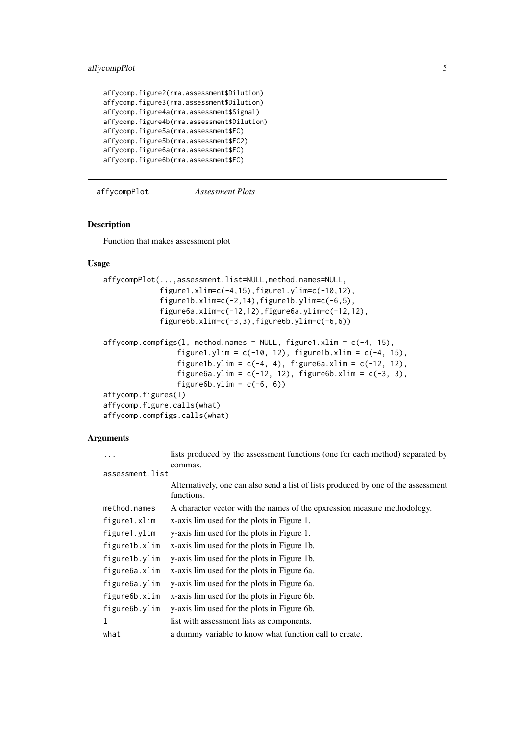```
affycomp.figure2(rma.assessment$Dilution)
affycomp.figure3(rma.assessment$Dilution)
affycomp.figure4a(rma.assessment$Signal)
affycomp.figure4b(rma.assessment$Dilution)
affycomp.figure5a(rma.assessment$FC)
affycomp.figure5b(rma.assessment$FC2)
affycomp.figure6a(rma.assessment$FC)
affycomp.figure6b(rma.assessment$FC)
```

---

`affycompPlot` *Assessment Plots*

---

### Description

Function that makes assessment plot

### Usage

```
affycompPlot(...,assessment.list=NULL,method.names=NULL,
             figure1.xlim=c(-4,15),figure1.ylim=c(-10,12),
             figure1b.xlim=c(-2,14),figure1b.ylim=c(-6,5),
             figure6a.xlim=c(-12,12),figure6a.ylim=c(-12,12),
             figure6b.xlim=c(-3,3),figure6b.ylim=c(-6,6))

affycomp.compfigs(l, method.names = NULL, figure1.xlim = c(-4, 15),
                 figure1.ylim = c(-10, 12), figure1b.xlim = c(-4, 15),
                 figure1b.ylim = c(-4, 4), figure6a.xlim = c(-12, 12),
                 figure6a.ylim = c(-12, 12), figure6b.xlim = c(-3, 3),
                 figure6b.ylim = c(-6, 6))
affycomp.figures(l)
affycomp.figure.calls(what)
affycomp.compfigs.calls(what)
```

### Arguments

| | |
|---|---|
| `...` | lists produced by the assessment functions (one for each method) separated by commas. |
| `assessment.list` | Alternatively, one can also send a list of lists produced by one of the assessment functions. |
| `method.names` | A character vector with the names of the epxression measure methodology. |
| `figure1.xlim` | x-axis lim used for the plots in Figure 1. |
| `figure1.ylim` | y-axis lim used for the plots in Figure 1. |
| `figure1b.xlim` | x-axis lim used for the plots in Figure 1b. |
| `figure1b.ylim` | y-axis lim used for the plots in Figure 1b. |
| `figure6a.xlim` | x-axis lim used for the plots in Figure 6a. |
| `figure6a.ylim` | y-axis lim used for the plots in Figure 6a. |
| `figure6b.xlim` | x-axis lim used for the plots in Figure 6b. |
| `figure6b.ylim` | y-axis lim used for the plots in Figure 6b. |
| `l` | list with assessment lists as components. |
| `what` | a dummy variable to know what function call to create. |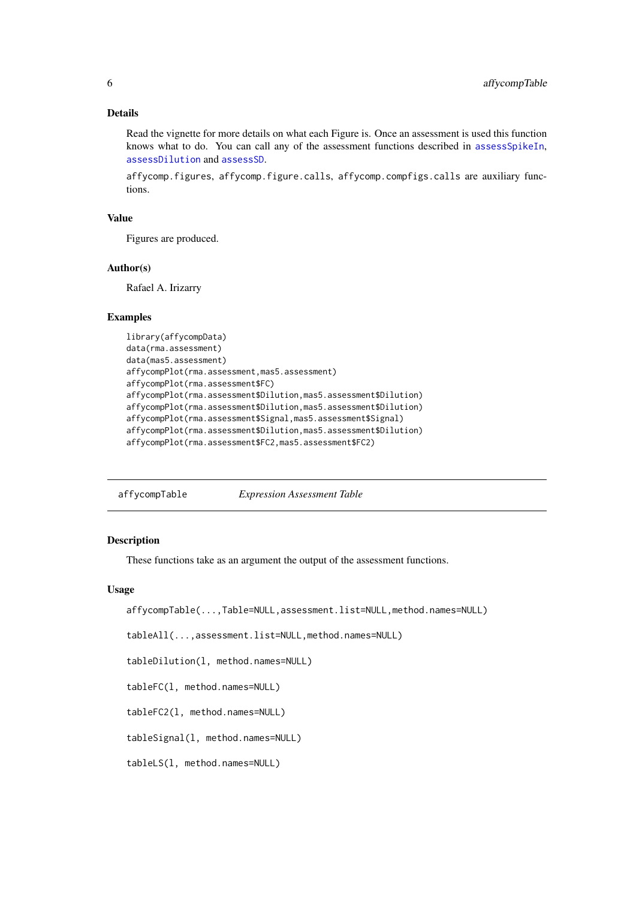### Details

Read the vignette for more details on what each Figure is. Once an assessment is used this function knows what to do. You can call any of the assessment functions described in `assessSpikeIn`, `assessDilution` and `assessSD`.

`affycomp.figures`, `affycomp.figure.calls`, `affycomp.compfigs.calls` are auxiliary functions.

### Value

Figures are produced.

### Author(s)

Rafael A. Irizarry

### Examples

```
library(affycompData)
data(rma.assessment)
data(mas5.assessment)
affycompPlot(rma.assessment,mas5.assessment)
affycompPlot(rma.assessment$FC)
affycompPlot(rma.assessment$Dilution,mas5.assessment$Dilution)
affycompPlot(rma.assessment$Dilution,mas5.assessment$Dilution)
affycompPlot(rma.assessment$Signal,mas5.assessment$Signal)
affycompPlot(rma.assessment$Dilution,mas5.assessment$Dilution)
affycompPlot(rma.assessment$FC2,mas5.assessment$FC2)
```

---

## affycompTable — *Expression Assessment Table*

---

### Description

These functions take as an argument the output of the assessment functions.

### Usage

```
affycompTable(...,Table=NULL,assessment.list=NULL,method.names=NULL)

tableAll(...,assessment.list=NULL,method.names=NULL)

tableDilution(l, method.names=NULL)

tableFC(l, method.names=NULL)

tableFC2(l, method.names=NULL)

tableSignal(l, method.names=NULL)

tableLS(l, method.names=NULL)
```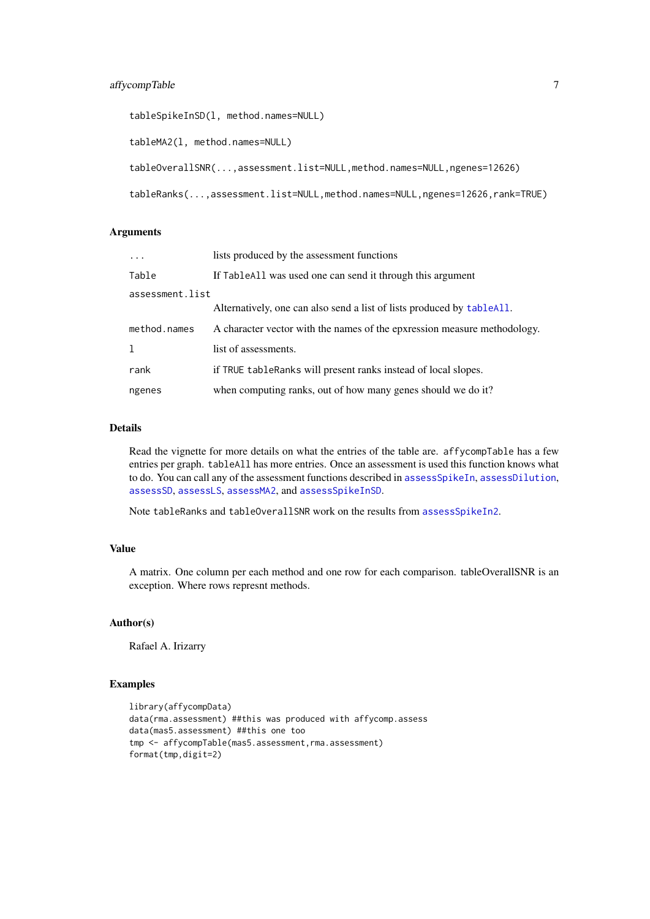```
tableSpikeInSD(l, method.names=NULL)

tableMA2(l, method.names=NULL)

tableOverallSNR(...,assessment.list=NULL,method.names=NULL,ngenes=12626)

tableRanks(...,assessment.list=NULL,method.names=NULL,ngenes=12626,rank=TRUE)
```

### Arguments

| | |
|---|---|
| `...` | lists produced by the assessment functions |
| `Table` | If `TableAll` was used one can send it through this argument |
| `assessment.list` | Alternatively, one can also send a list of lists produced by `tableAll`. |
| `method.names` | A character vector with the names of the epxression measure methodology. |
| `l` | list of assessments. |
| `rank` | if `TRUE` `tableRanks` will present ranks instead of local slopes. |
| `ngenes` | when computing ranks, out of how many genes should we do it? |

### Details

Read the vignette for more details on what the entries of the table are. `affycompTable` has a few entries per graph. `tableAll` has more entries. Once an assessment is used this function knows what to do. You can call any of the assessment functions described in `assessSpikeIn`, `assessDilution`, `assessSD`, `assessLS`, `assessMA2`, and `assessSpikeInSD`.

Note `tableRanks` and `tableOverallSNR` work on the results from `assessSpikeIn2`.

### Value

A matrix. One column per each method and one row for each comparison. tableOverallSNR is an exception. Where rows represnt methods.

### Author(s)

Rafael A. Irizarry

### Examples

```
library(affycompData)
data(rma.assessment) ##this was produced with affycomp.assess
data(mas5.assessment) ##this one too
tmp <- affycompTable(mas5.assessment,rma.assessment)
format(tmp,digit=2)
```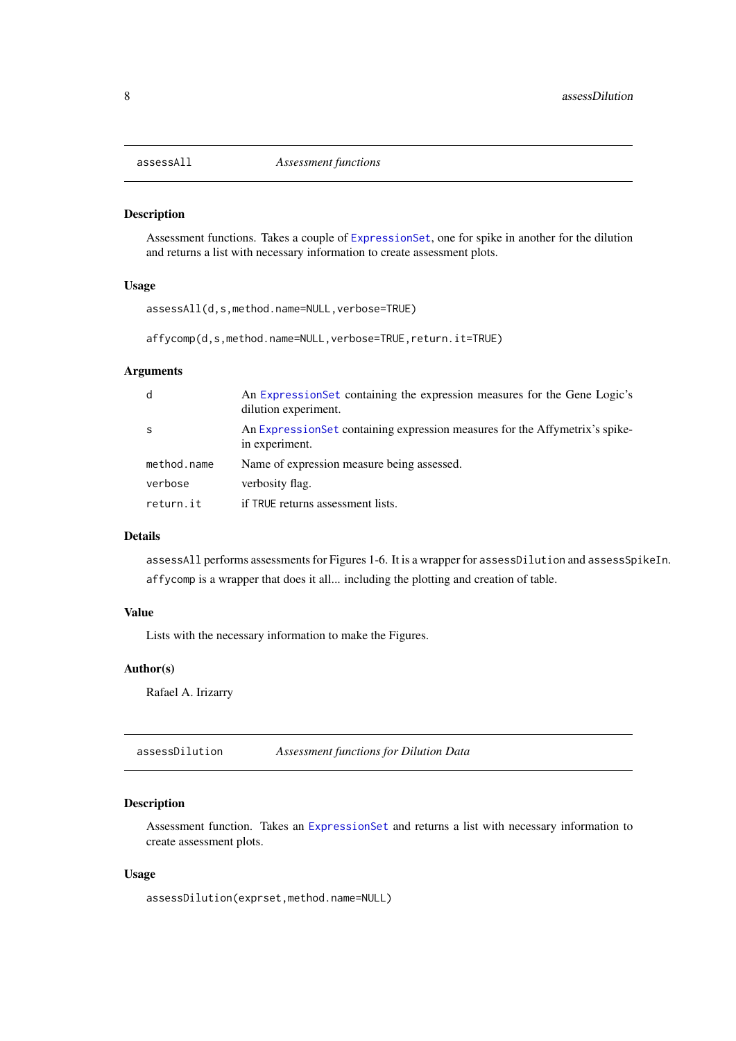## assessAll — *Assessment functions*

### Description

Assessment functions. Takes a couple of ExpressionSet, one for spike in another for the dilution and returns a list with necessary information to create assessment plots.

### Usage

```
assessAll(d,s,method.name=NULL,verbose=TRUE)

affycomp(d,s,method.name=NULL,verbose=TRUE,return.it=TRUE)
```

### Arguments

| | |
|---|---|
| d | An ExpressionSet containing the expression measures for the Gene Logic's dilution experiment. |
| s | An ExpressionSet containing expression measures for the Affymetrix's spike-in experiment. |
| method.name | Name of expression measure being assessed. |
| verbose | verbosity flag. |
| return.it | if TRUE returns assessment lists. |

### Details

`assessAll` performs assessments for Figures 1-6. It is a wrapper for `assessDilution` and `assessSpikeIn`.

`affycomp` is a wrapper that does it all... including the plotting and creation of table.

### Value

Lists with the necessary information to make the Figures.

### Author(s)

Rafael A. Irizarry

## assessDilution — *Assessment functions for Dilution Data*

### Description

Assessment function. Takes an ExpressionSet and returns a list with necessary information to create assessment plots.

### Usage

```
assessDilution(exprset,method.name=NULL)
```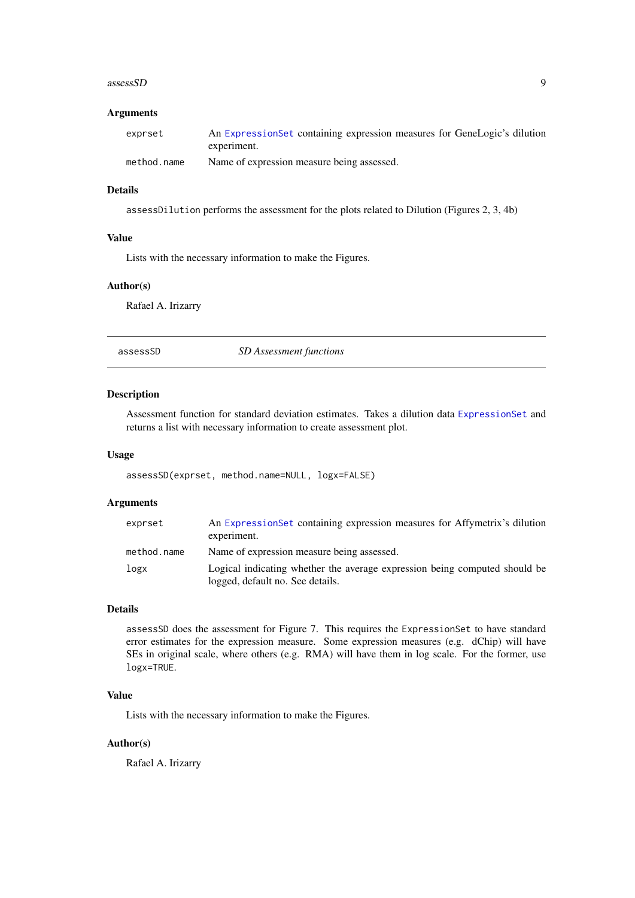### Arguments

| | |
|---|---|
| `exprset` | An `ExpressionSet` containing expression measures for GeneLogic's dilution experiment. |
| `method.name` | Name of expression measure being assessed. |

### Details

`assessDilution` performs the assessment for the plots related to Dilution (Figures 2, 3, 4b)

### Value

Lists with the necessary information to make the Figures.

### Author(s)

Rafael A. Irizarry

---

## assessSD — *SD Assessment functions*

### Description

Assessment function for standard deviation estimates. Takes a dilution data `ExpressionSet` and returns a list with necessary information to create assessment plot.

### Usage

```
assessSD(exprset, method.name=NULL, logx=FALSE)
```

### Arguments

| | |
|---|---|
| `exprset` | An `ExpressionSet` containing expression measures for Affymetrix's dilution experiment. |
| `method.name` | Name of expression measure being assessed. |
| `logx` | Logical indicating whether the average expression being computed should be logged, default no. See details. |

### Details

`assessSD` does the assessment for Figure 7. This requires the `ExpressionSet` to have standard error estimates for the expression measure. Some expression measures (e.g. dChip) will have SEs in original scale, where others (e.g. RMA) will have them in log scale. For the former, use `logx=TRUE`.

### Value

Lists with the necessary information to make the Figures.

### Author(s)

Rafael A. Irizarry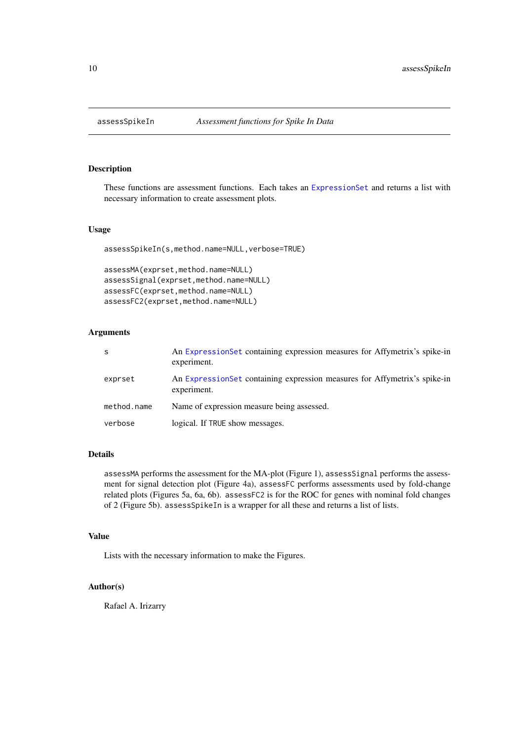# assessSpikeIn — *Assessment functions for Spike In Data*

## Description

These functions are assessment functions. Each takes an ExpressionSet and returns a list with necessary information to create assessment plots.

## Usage

```
assessSpikeIn(s,method.name=NULL,verbose=TRUE)

assessMA(exprset,method.name=NULL)
assessSignal(exprset,method.name=NULL)
assessFC(exprset,method.name=NULL)
assessFC2(exprset,method.name=NULL)
```

## Arguments

| | |
|---|---|
| `s` | An ExpressionSet containing expression measures for Affymetrix's spike-in experiment. |
| `exprset` | An ExpressionSet containing expression measures for Affymetrix's spike-in experiment. |
| `method.name` | Name of expression measure being assessed. |
| `verbose` | logical. If `TRUE` show messages. |

## Details

`assessMA` performs the assessment for the MA-plot (Figure 1), `assessSignal` performs the assessment for signal detection plot (Figure 4a), `assessFC` performs assessments used by fold-change related plots (Figures 5a, 6a, 6b). `assessFC2` is for the ROC for genes with nominal fold changes of 2 (Figure 5b). `assessSpikeIn` is a wrapper for all these and returns a list of lists.

## Value

Lists with the necessary information to make the Figures.

## Author(s)

Rafael A. Irizarry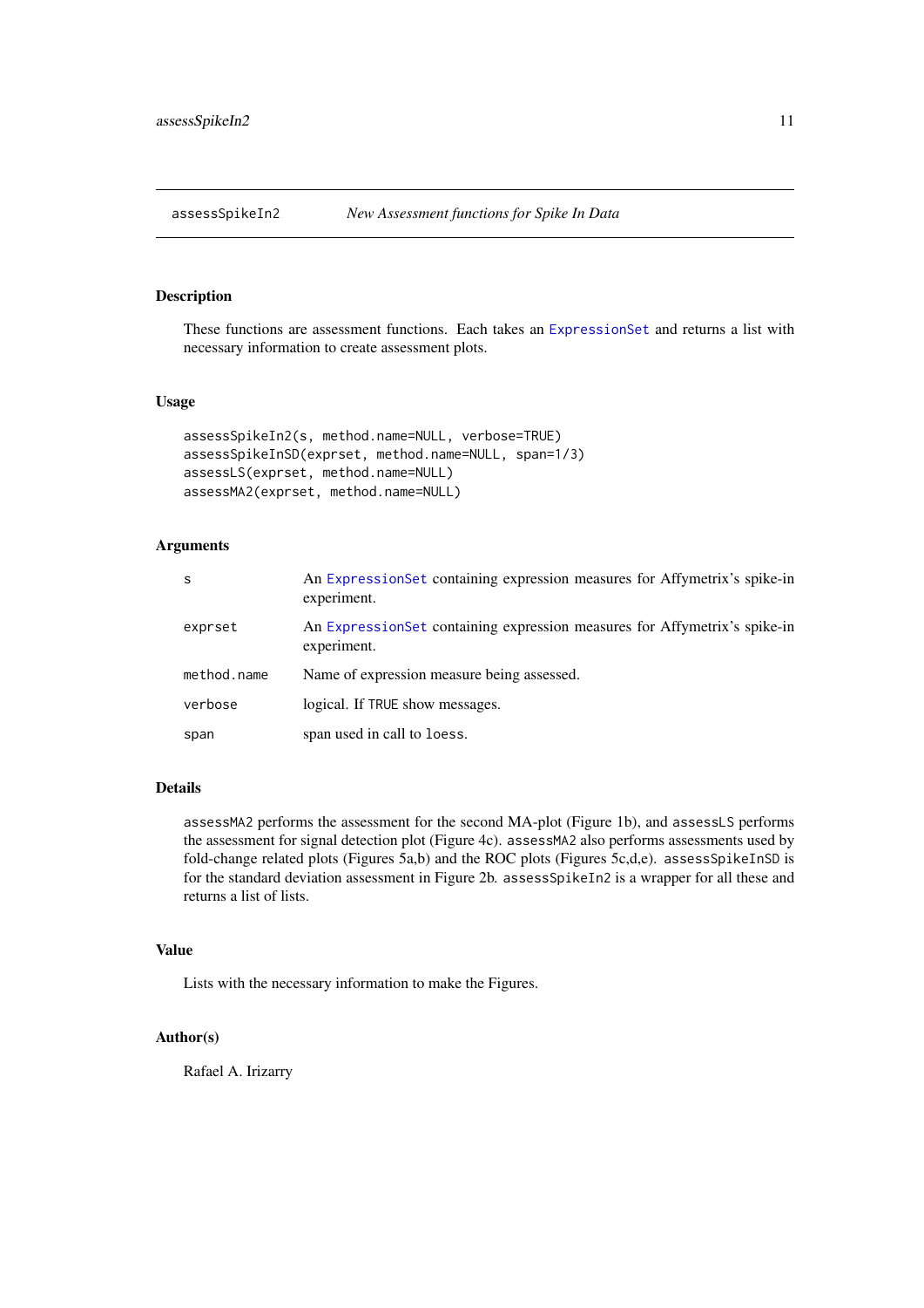assessSpikeIn2 *New Assessment functions for Spike In Data*

## Description

These functions are assessment functions. Each takes an `ExpressionSet` and returns a list with necessary information to create assessment plots.

## Usage

```
assessSpikeIn2(s, method.name=NULL, verbose=TRUE)
assessSpikeInSD(exprset, method.name=NULL, span=1/3)
assessLS(exprset, method.name=NULL)
assessMA2(exprset, method.name=NULL)
```

## Arguments

| | |
|---|---|
| `s` | An `ExpressionSet` containing expression measures for Affymetrix's spike-in experiment. |
| `exprset` | An `ExpressionSet` containing expression measures for Affymetrix's spike-in experiment. |
| `method.name` | Name of expression measure being assessed. |
| `verbose` | logical. If `TRUE` show messages. |
| `span` | span used in call to `loess`. |

## Details

`assessMA2` performs the assessment for the second MA-plot (Figure 1b), and `assessLS` performs the assessment for signal detection plot (Figure 4c). `assessMA2` also performs assessments used by fold-change related plots (Figures 5a,b) and the ROC plots (Figures 5c,d,e). `assessSpikeInSD` is for the standard deviation assessment in Figure 2b. `assessSpikeIn2` is a wrapper for all these and returns a list of lists.

## Value

Lists with the necessary information to make the Figures.

## Author(s)

Rafael A. Irizarry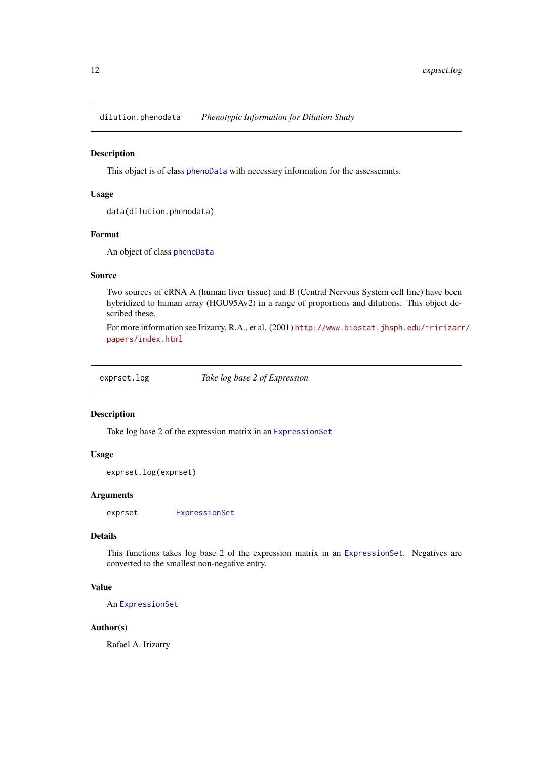## dilution.phenodata — *Phenotypic Information for Dilution Study*

### Description

This objact is of class phenoData with necessary information for the assessemnts.

### Usage

```
data(dilution.phenodata)
```

### Format

An object of class phenoData

### Source

Two sources of cRNA A (human liver tissue) and B (Central Nervous System cell line) have been hybridized to human array (HGU95Av2) in a range of proportions and dilutions. This object described these.

For more information see Irizarry, R.A., et al. (2001) http://www.biostat.jhsph.edu/~ririzarr/papers/index.html

## exprset.log — *Take log base 2 of Expression*

### Description

Take log base 2 of the expression matrix in an ExpressionSet

### Usage

```
exprset.log(exprset)
```

### Arguments

exprset    ExpressionSet

### Details

This functions takes log base 2 of the expression matrix in an ExpressionSet. Negatives are converted to the smallest non-negative entry.

### Value

An ExpressionSet

### Author(s)

Rafael A. Irizarry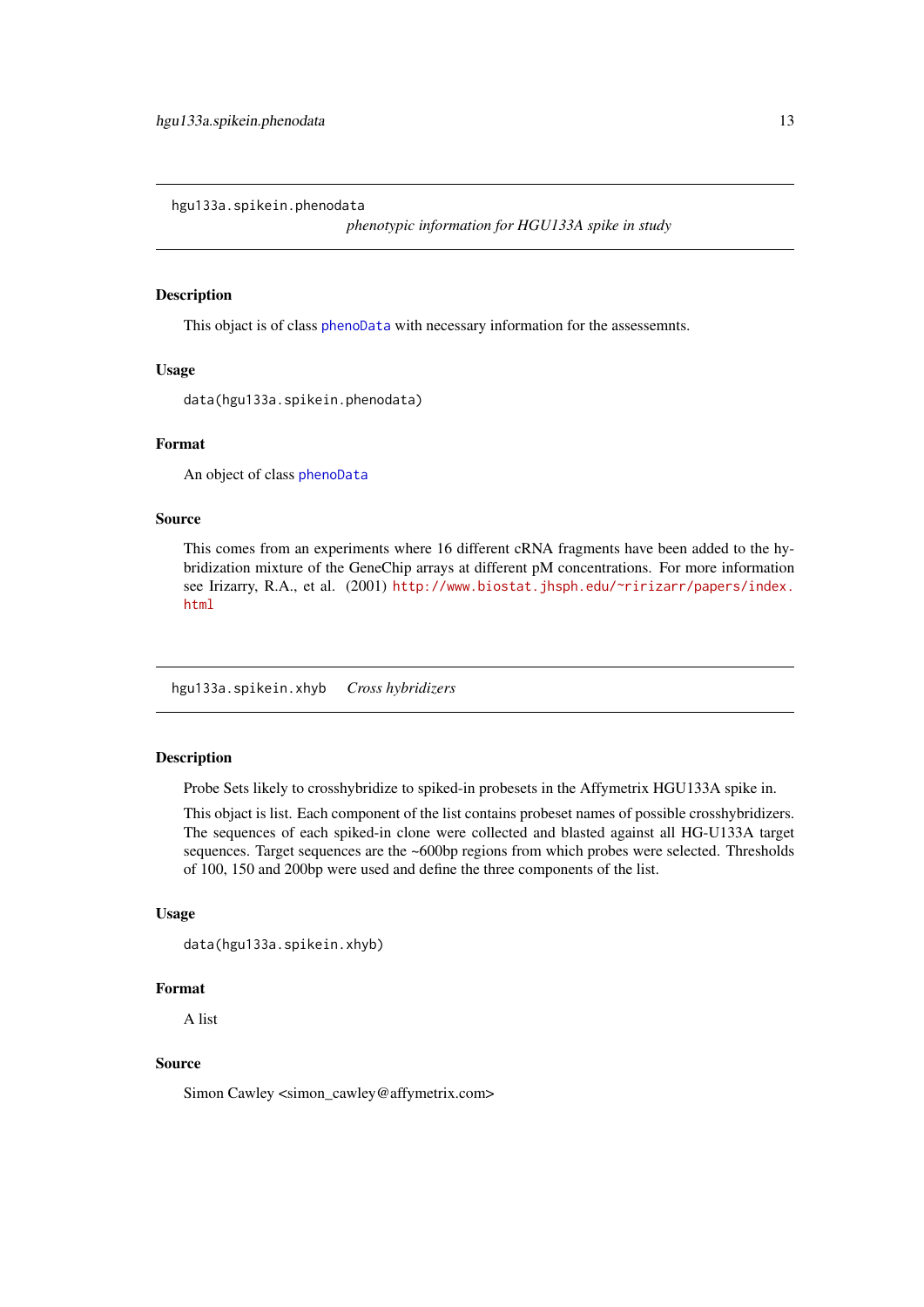## hgu133a.spikein.phenodata

*phenotypic information for HGU133A spike in study*

### Description

This object is of class phenoData with necessary information for the assessemnts.

### Usage

```
data(hgu133a.spikein.phenodata)
```

### Format

An object of class phenoData

### Source

This comes from an experiments where 16 different cRNA fragments have been added to the hybridization mixture of the GeneChip arrays at different pM concentrations. For more information see Irizarry, R.A., et al. (2001) http://www.biostat.jhsph.edu/~ririzarr/papers/index.html

## hgu133a.spikein.xhyb

*Cross hybridizers*

### Description

Probe Sets likely to crosshybridize to spiked-in probesets in the Affymetrix HGU133A spike in.

This object is list. Each component of the list contains probeset names of possible crosshybridizers. The sequences of each spiked-in clone were collected and blasted against all HG-U133A target sequences. Target sequences are the ~600bp regions from which probes were selected. Thresholds of 100, 150 and 200bp were used and define the three components of the list.

### Usage

```
data(hgu133a.spikein.xhyb)
```

### Format

A list

### Source

Simon Cawley <simon_cawley@affymetrix.com>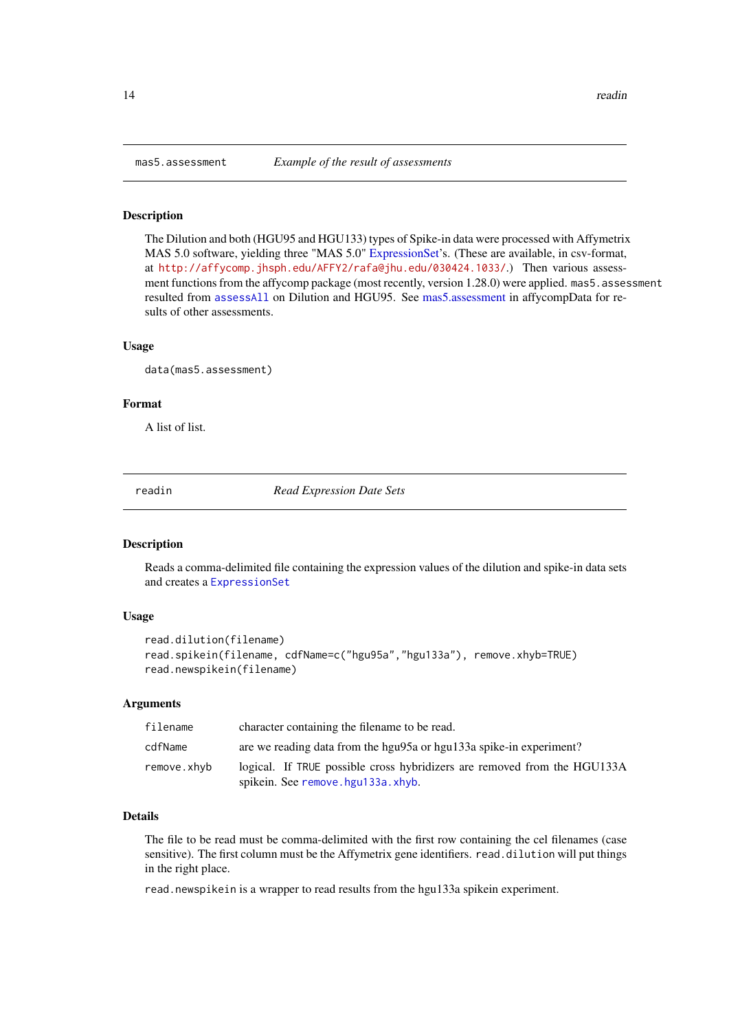## mas5.assessment *Example of the result of assessments*

### Description

The Dilution and both (HGU95 and HGU133) types of Spike-in data were processed with Affymetrix MAS 5.0 software, yielding three "MAS 5.0" ExpressionSet's. (These are available, in csv-format, at http://affycomp.jhsph.edu/AFFY2/rafa@jhu.edu/030424.1033/.) Then various assessment functions from the affycomp package (most recently, version 1.28.0) were applied. `mas5.assessment` resulted from `assessAll` on Dilution and HGU95. See mas5.assessment in affycompData for results of other assessments.

### Usage

```
data(mas5.assessment)
```

### Format

A list of list.

## readin *Read Expression Date Sets*

### Description

Reads a comma-delimited file containing the expression values of the dilution and spike-in data sets and creates a `ExpressionSet`

### Usage

```
read.dilution(filename)
read.spikein(filename, cdfName=c("hgu95a","hgu133a"), remove.xhyb=TRUE)
read.newspikein(filename)
```

### Arguments

| | |
|---|---|
| `filename` | character containing the filename to be read. |
| `cdfName` | are we reading data from the hgu95a or hgu133a spike-in experiment? |
| `remove.xhyb` | logical. If `TRUE` possible cross hybridizers are removed from the HGU133A spikein. See `remove.hgu133a.xhyb`. |

### Details

The file to be read must be comma-delimited with the first row containing the cel filenames (case sensitive). The first column must be the Affymetrix gene identifiers. `read.dilution` will put things in the right place.

`read.newspikein` is a wrapper to read results from the hgu133a spikein experiment.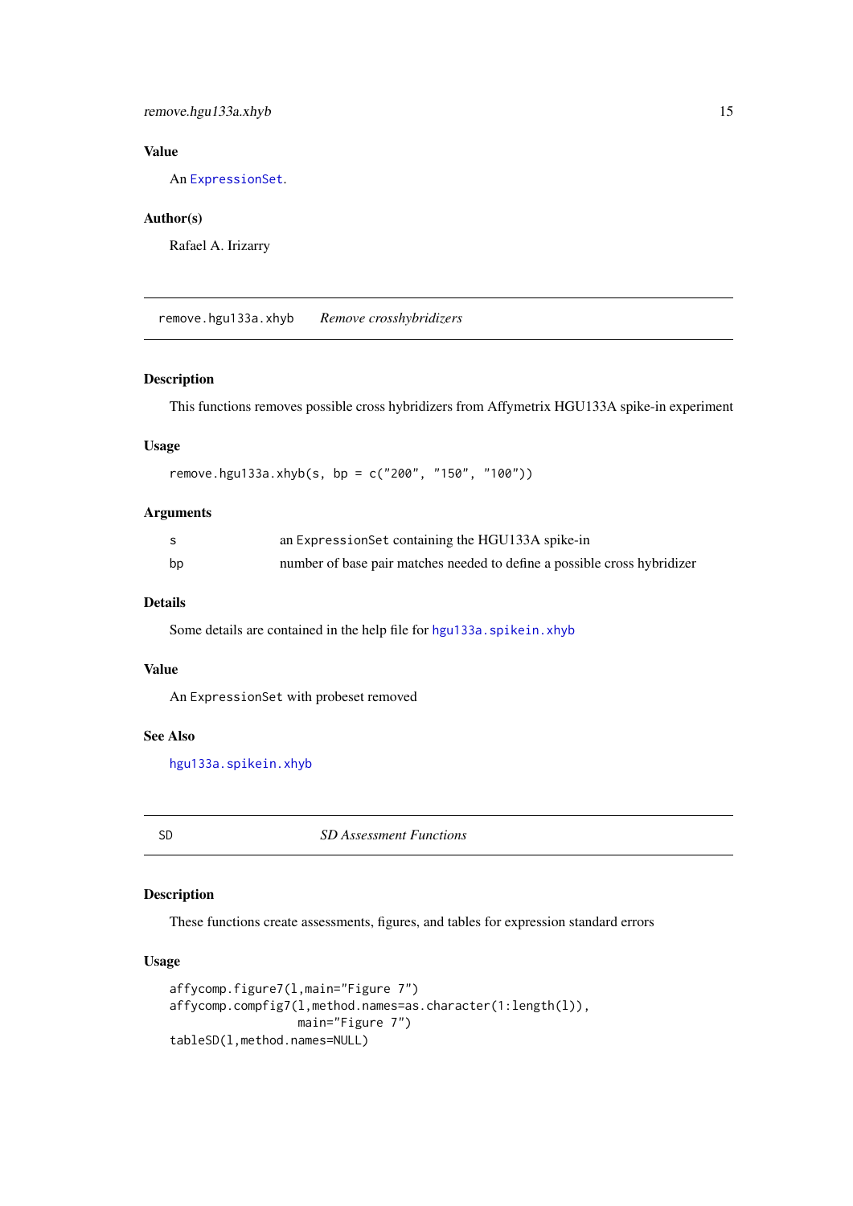## Value

An ExpressionSet.

## Author(s)

Rafael A. Irizarry

---

## remove.hgu133a.xhyb *Remove crosshybridizers*

### Description

This functions removes possible cross hybridizers from Affymetrix HGU133A spike-in experiment

### Usage

```
remove.hgu133a.xhyb(s, bp = c("200", "150", "100"))
```

### Arguments

| | |
|---|---|
| s | an ExpressionSet containing the HGU133A spike-in |
| bp | number of base pair matches needed to define a possible cross hybridizer |

### Details

Some details are contained in the help file for hgu133a.spikein.xhyb

### Value

An ExpressionSet with probeset removed

### See Also

hgu133a.spikein.xhyb

---

## SD *SD Assessment Functions*

### Description

These functions create assessments, figures, and tables for expression standard errors

### Usage

```
affycomp.figure7(l,main="Figure 7")
affycomp.compfig7(l,method.names=as.character(1:length(l)),
                  main="Figure 7")
tableSD(l,method.names=NULL)
```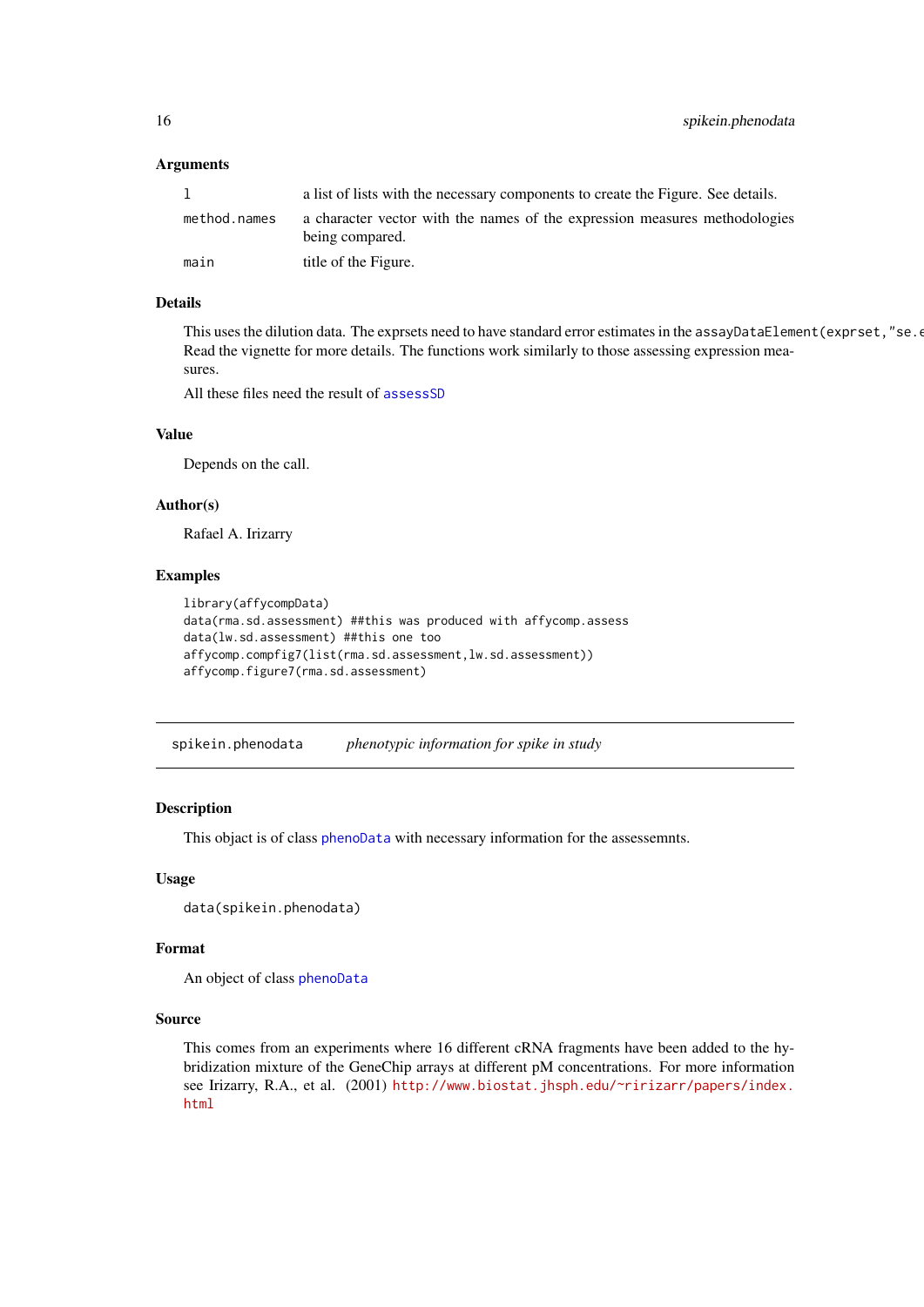### Arguments

| | |
|---|---|
| `l` | a list of lists with the necessary components to create the Figure. See details. |
| `method.names` | a character vector with the names of the expression measures methodologies being compared. |
| `main` | title of the Figure. |

### Details

This uses the dilution data. The exprsets need to have standard error estimates in the `assayDataElement(exprset,"se.e`
Read the vignette for more details. The functions work similarly to those assessing expression measures.

All these files need the result of assessSD

### Value

Depends on the call.

### Author(s)

Rafael A. Irizarry

### Examples

```
library(affycompData)
data(rma.sd.assessment) ##this was produced with affycomp.assess
data(lw.sd.assessment) ##this one too
affycomp.compfig7(list(rma.sd.assessment,lw.sd.assessment))
affycomp.figure7(rma.sd.assessment)
```

---

## `spikein.phenodata` *phenotypic information for spike in study*

### Description

This object is of class phenoData with necessary information for the assessemnts.

### Usage

```
data(spikein.phenodata)
```

### Format

An object of class phenoData

### Source

This comes from an experiments where 16 different cRNA fragments have been added to the hybridization mixture of the GeneChip arrays at different pM concentrations. For more information see Irizarry, R.A., et al. (2001) http://www.biostat.jhsph.edu/~ririzarr/papers/index.html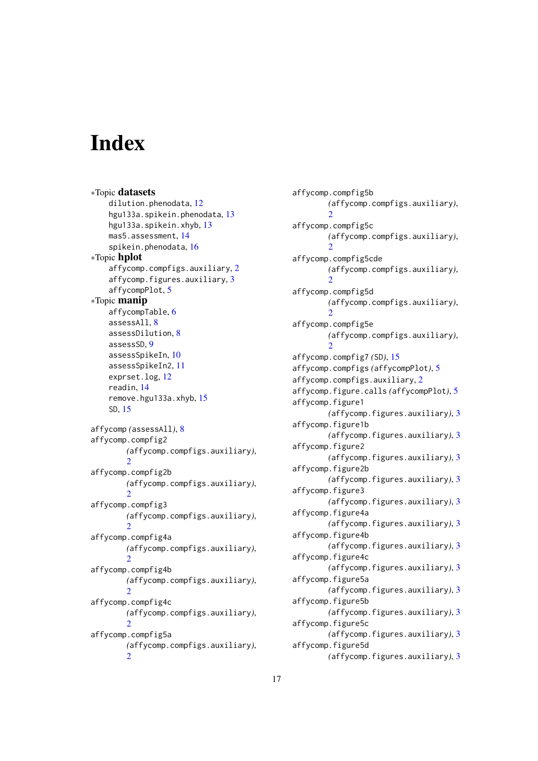# Index

*Topic **datasets**
- dilution.phenodata, 12
- hgu133a.spikein.phenodata, 13
- hgu133a.spikein.xhyb, 13
- mas5.assessment, 14
- spikein.phenodata, 16

*Topic **hplot**
- affycomp.compfigs.auxiliary, 2
- affycomp.figures.auxiliary, 3
- affycompPlot, 5

*Topic **manip**
- affycompTable, 6
- assessAll, 8
- assessDilution, 8
- assessSD, 9
- assessSpikeIn, 10
- assessSpikeIn2, 11
- exprset.log, 12
- readin, 14
- remove.hgu133a.xhyb, 15
- SD, 15

affycomp *(assessAll)*, 8
affycomp.compfig2 *(affycomp.compfigs.auxiliary)*, 2
affycomp.compfig2b *(affycomp.compfigs.auxiliary)*, 2
affycomp.compfig3 *(affycomp.compfigs.auxiliary)*, 2
affycomp.compfig4a *(affycomp.compfigs.auxiliary)*, 2
affycomp.compfig4b *(affycomp.compfigs.auxiliary)*, 2
affycomp.compfig4c *(affycomp.compfigs.auxiliary)*, 2
affycomp.compfig5a *(affycomp.compfigs.auxiliary)*, 2
affycomp.compfig5b *(affycomp.compfigs.auxiliary)*, 2
affycomp.compfig5c *(affycomp.compfigs.auxiliary)*, 2
affycomp.compfig5cde *(affycomp.compfigs.auxiliary)*, 2
affycomp.compfig5d *(affycomp.compfigs.auxiliary)*, 2
affycomp.compfig5e *(affycomp.compfigs.auxiliary)*, 2
affycomp.compfig7 *(SD)*, 15
affycomp.compfigs *(affycompPlot)*, 5
affycomp.compfigs.auxiliary, 2
affycomp.figure.calls *(affycompPlot)*, 5
affycomp.figure1 *(affycomp.figures.auxiliary)*, 3
affycomp.figure1b *(affycomp.figures.auxiliary)*, 3
affycomp.figure2 *(affycomp.figures.auxiliary)*, 3
affycomp.figure2b *(affycomp.figures.auxiliary)*, 3
affycomp.figure3 *(affycomp.figures.auxiliary)*, 3
affycomp.figure4a *(affycomp.figures.auxiliary)*, 3
affycomp.figure4b *(affycomp.figures.auxiliary)*, 3
affycomp.figure4c *(affycomp.figures.auxiliary)*, 3
affycomp.figure5a *(affycomp.figures.auxiliary)*, 3
affycomp.figure5b *(affycomp.figures.auxiliary)*, 3
affycomp.figure5c *(affycomp.figures.auxiliary)*, 3
affycomp.figure5d *(affycomp.figures.auxiliary)*, 3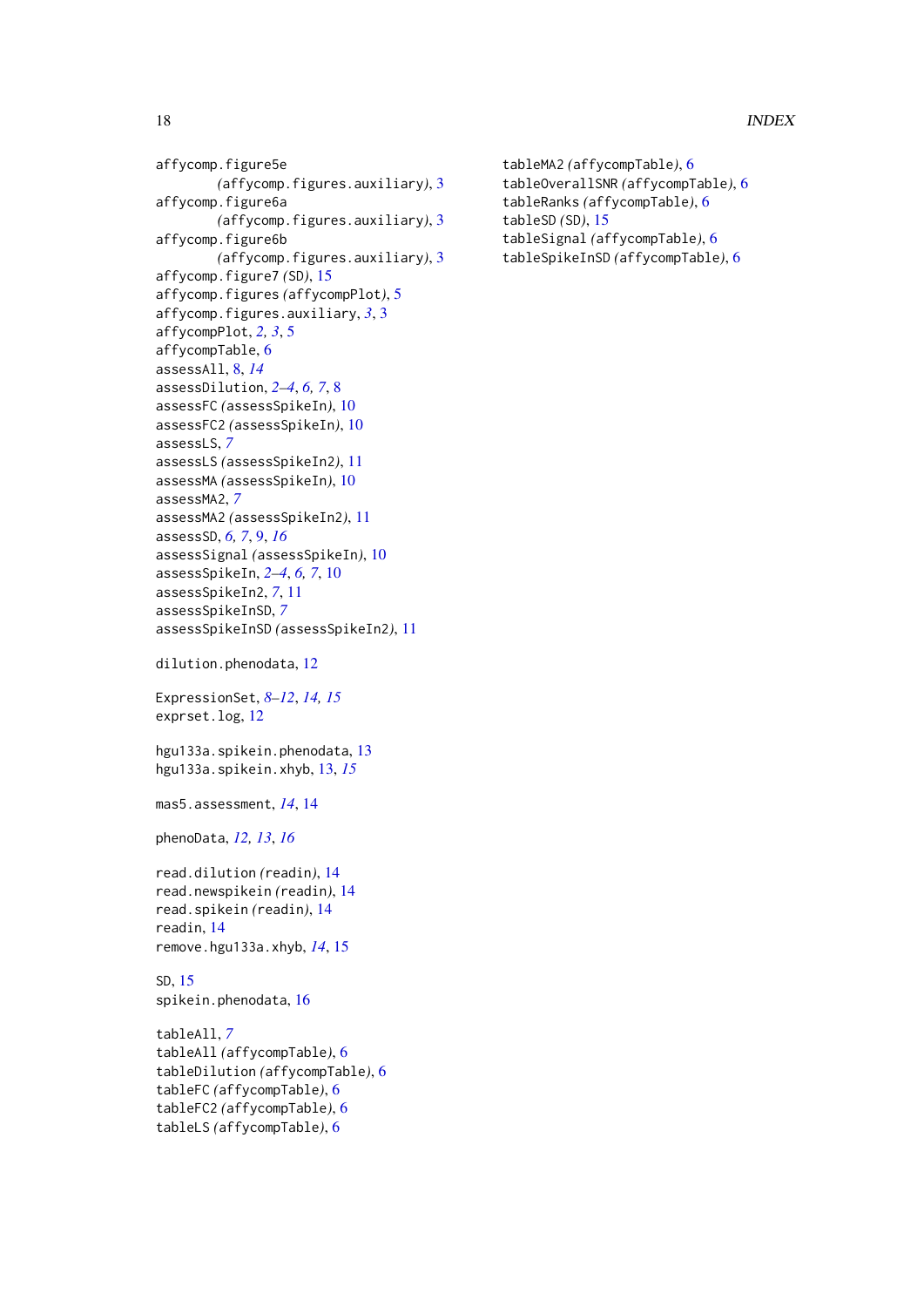affycomp.figure5e
(affycomp.figures.auxiliary), 3
affycomp.figure6a
(affycomp.figures.auxiliary), 3
affycomp.figure6b
(affycomp.figures.auxiliary), 3
affycomp.figure7 (SD), 15
affycomp.figures (affycompPlot), 5
affycomp.figures.auxiliary, *3*, 3
affycompPlot, *2, 3*, 5
affycompTable, 6
assessAll, 8, *14*
assessDilution, *2–4*, *6, 7*, 8
assessFC (assessSpikeIn), 10
assessFC2 (assessSpikeIn), 10
assessLS, *7*
assessLS (assessSpikeIn2), 11
assessMA (assessSpikeIn), 10
assessMA2, *7*
assessMA2 (assessSpikeIn2), 11
assessSD, *6, 7*, 9, *16*
assessSignal (assessSpikeIn), 10
assessSpikeIn, *2–4*, *6, 7*, 10
assessSpikeIn2, *7*, 11
assessSpikeInSD, *7*
assessSpikeInSD (assessSpikeIn2), 11

dilution.phenodata, 12

ExpressionSet, *8–12*, *14, 15*
exprset.log, 12

hgu133a.spikein.phenodata, 13
hgu133a.spikein.xhyb, 13, *15*

mas5.assessment, *14*, 14

phenoData, *12, 13*, *16*

read.dilution (readin), 14
read.newspikein (readin), 14
read.spikein (readin), 14
readin, 14
remove.hgu133a.xhyb, *14*, 15

SD, 15
spikein.phenodata, 16

tableAll, *7*
tableAll (affycompTable), 6
tableDilution (affycompTable), 6
tableFC (affycompTable), 6
tableFC2 (affycompTable), 6
tableLS (affycompTable), 6
tableMA2 (affycompTable), 6
tableOverallSNR (affycompTable), 6
tableRanks (affycompTable), 6
tableSD (SD), 15
tableSignal (affycompTable), 6
tableSpikeInSD (affycompTable), 6